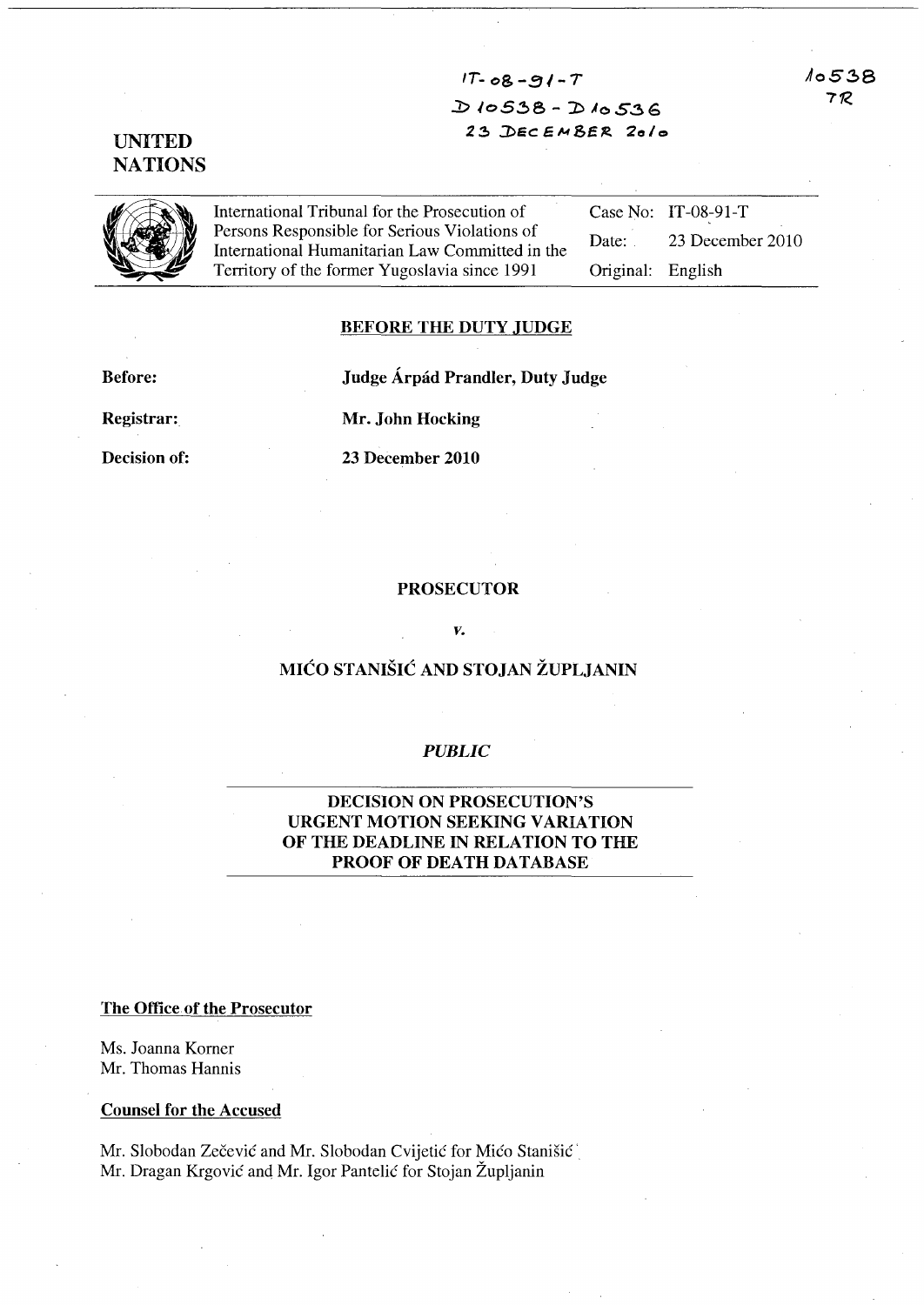IT-08-91-T
D10538 - D10536
23 DECEMBER 2010

10538
TR

UNITED NATIONS

| International Tribunal for the Prosecution of Persons Responsible for Serious Violations of International Humanitarian Law Committed in the Territory of the former Yugoslavia since 1991 | Case No: | IT-08-91-T |
|---|---|---|
| | Date: | 23 December 2010 |
| | Original: | English |

**BEFORE THE DUTY JUDGE**

**Before:** **Judge Árpád Prandler, Duty Judge**

**Registrar:** **Mr. John Hocking**

**Decision of:** **23 December 2010**

**PROSECUTOR**

***v.***

**MIĆO STANIŠIĆ AND STOJAN ŽUPLJANIN**

***PUBLIC***

**DECISION ON PROSECUTION'S URGENT MOTION SEEKING VARIATION OF THE DEADLINE IN RELATION TO THE PROOF OF DEATH DATABASE**

**The Office of the Prosecutor**

Ms. Joanna Korner
Mr. Thomas Hannis

**Counsel for the Accused**

Mr. Slobodan Zečević and Mr. Slobodan Cvijetić for Mićo Stanišić
Mr. Dragan Krgović and Mr. Igor Pantelić for Stojan Župljanin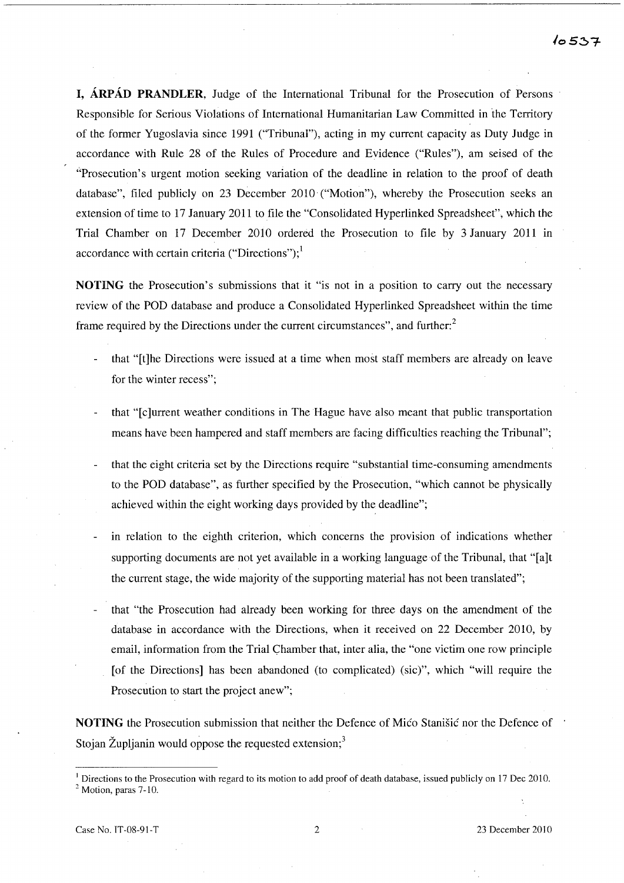**I, ÁRPÁD PRANDLER**, Judge of the International Tribunal for the Prosecution of Persons Responsible for Serious Violations of International Humanitarian Law Committed in the Territory of the former Yugoslavia since 1991 ("Tribunal"), acting in my current capacity as Duty Judge in accordance with Rule 28 of the Rules of Procedure and Evidence ("Rules"), am seised of the "Prosecution's urgent motion seeking variation of the deadline in relation to the proof of death database", filed publicly on 23 December 2010 ("Motion"), whereby the Prosecution seeks an extension of time to 17 January 2011 to file the "Consolidated Hyperlinked Spreadsheet", which the Trial Chamber on 17 December 2010 ordered the Prosecution to file by 3 January 2011 in accordance with certain criteria ("Directions");[1]

**NOTING** the Prosecution's submissions that it "is not in a position to carry out the necessary review of the POD database and produce a Consolidated Hyperlinked Spreadsheet within the time frame required by the Directions under the current circumstances", and further:[2]

- that "[t]he Directions were issued at a time when most staff members are already on leave for the winter recess";
- that "[c]urrent weather conditions in The Hague have also meant that public transportation means have been hampered and staff members are facing difficulties reaching the Tribunal";
- that the eight criteria set by the Directions require "substantial time-consuming amendments to the POD database", as further specified by the Prosecution, "which cannot be physically achieved within the eight working days provided by the deadline";
- in relation to the eighth criterion, which concerns the provision of indications whether supporting documents are not yet available in a working language of the Tribunal, that "[a]t the current stage, the wide majority of the supporting material has not been translated";
- that "the Prosecution had already been working for three days on the amendment of the database in accordance with the Directions, when it received on 22 December 2010, by email, information from the Trial Chamber that, inter alia, the "one victim one row principle [of the Directions] has been abandoned (to complicated) (sic)", which "will require the Prosecution to start the project anew";

**NOTING** the Prosecution submission that neither the Defence of Mićo Stanišić nor the Defence of Stojan Župljanin would oppose the requested extension;[3]

---

[1] Directions to the Prosecution with regard to its motion to add proof of death database, issued publicly on 17 Dec 2010.

[2] Motion, paras 7-10.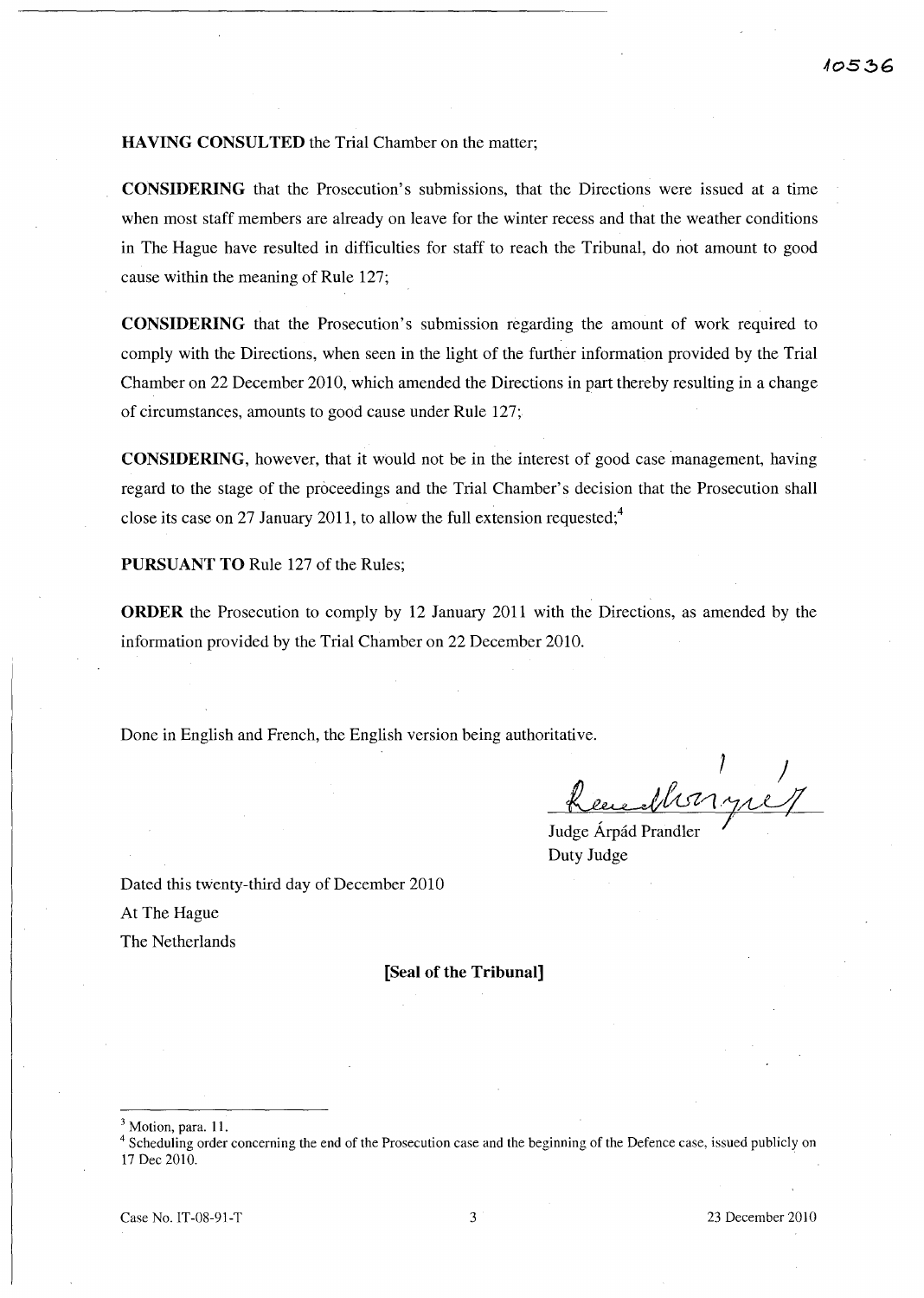**HAVING CONSULTED** the Trial Chamber on the matter;

**CONSIDERING** that the Prosecution's submissions, that the Directions were issued at a time when most staff members are already on leave for the winter recess and that the weather conditions in The Hague have resulted in difficulties for staff to reach the Tribunal, do not amount to good cause within the meaning of Rule 127;

**CONSIDERING** that the Prosecution's submission regarding the amount of work required to comply with the Directions, when seen in the light of the further information provided by the Trial Chamber on 22 December 2010, which amended the Directions in part thereby resulting in a change of circumstances, amounts to good cause under Rule 127;

**CONSIDERING**, however, that it would not be in the interest of good case management, having regard to the stage of the proceedings and the Trial Chamber's decision that the Prosecution shall close its case on 27 January 2011, to allow the full extension requested;[4]

**PURSUANT TO** Rule 127 of the Rules;

**ORDER** the Prosecution to comply by 12 January 2011 with the Directions, as amended by the information provided by the Trial Chamber on 22 December 2010.

Done in English and French, the English version being authoritative.

Judge Árpád Prandler
Duty Judge

Dated this twenty-third day of December 2010
At The Hague
The Netherlands

**[Seal of the Tribunal]**

---

[3] Motion, para. 11.

[4] Scheduling order concerning the end of the Prosecution case and the beginning of the Defence case, issued publicly on 17 Dec 2010.